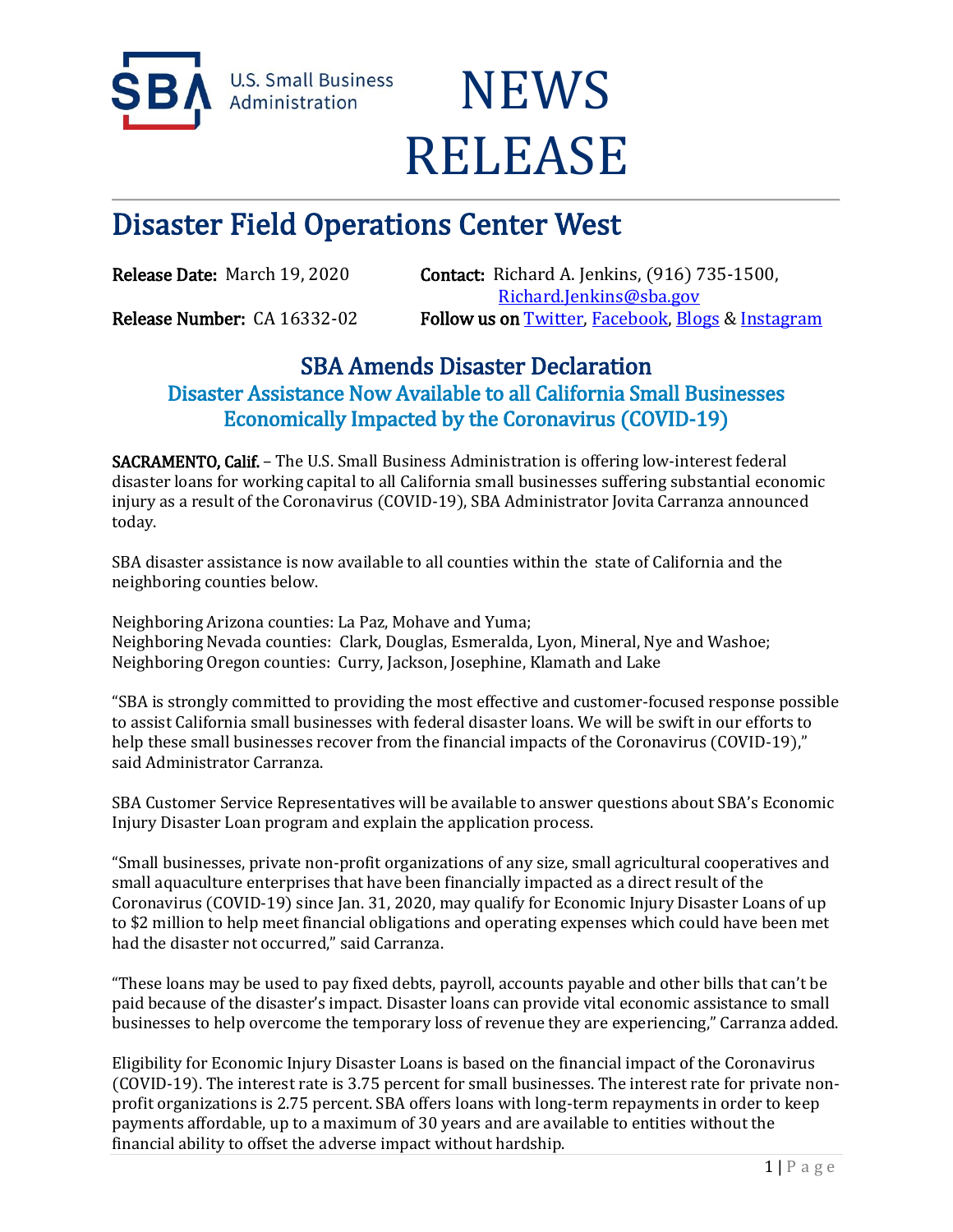U.S. Small Business Administration

# NEWS RELEASE

## Disaster Field Operations Center West

**Release Date:** March 19, 2020

**Contact:** Richard A. Jenkins, (916) 735-1500, Richard.Jenkins@sba.gov

**Release Number:** CA 16332-02

**Follow us on** Twitter, Facebook, Blogs & Instagram

### SBA Amends Disaster Declaration

#### Disaster Assistance Now Available to all California Small Businesses Economically Impacted by the Coronavirus (COVID-19)

**SACRAMENTO, Calif.** – The U.S. Small Business Administration is offering low-interest federal disaster loans for working capital to all California small businesses suffering substantial economic injury as a result of the Coronavirus (COVID-19), SBA Administrator Jovita Carranza announced today.

SBA disaster assistance is now available to all counties within the state of California and the neighboring counties below.

Neighboring Arizona counties: La Paz, Mohave and Yuma;
Neighboring Nevada counties: Clark, Douglas, Esmeralda, Lyon, Mineral, Nye and Washoe;
Neighboring Oregon counties: Curry, Jackson, Josephine, Klamath and Lake

"SBA is strongly committed to providing the most effective and customer-focused response possible to assist California small businesses with federal disaster loans. We will be swift in our efforts to help these small businesses recover from the financial impacts of the Coronavirus (COVID-19)," said Administrator Carranza.

SBA Customer Service Representatives will be available to answer questions about SBA's Economic Injury Disaster Loan program and explain the application process.

"Small businesses, private non-profit organizations of any size, small agricultural cooperatives and small aquaculture enterprises that have been financially impacted as a direct result of the Coronavirus (COVID-19) since Jan. 31, 2020, may qualify for Economic Injury Disaster Loans of up to $2 million to help meet financial obligations and operating expenses which could have been met had the disaster not occurred," said Carranza.

"These loans may be used to pay fixed debts, payroll, accounts payable and other bills that can't be paid because of the disaster's impact. Disaster loans can provide vital economic assistance to small businesses to help overcome the temporary loss of revenue they are experiencing," Carranza added.

Eligibility for Economic Injury Disaster Loans is based on the financial impact of the Coronavirus (COVID-19). The interest rate is 3.75 percent for small businesses. The interest rate for private non-profit organizations is 2.75 percent. SBA offers loans with long-term repayments in order to keep payments affordable, up to a maximum of 30 years and are available to entities without the financial ability to offset the adverse impact without hardship.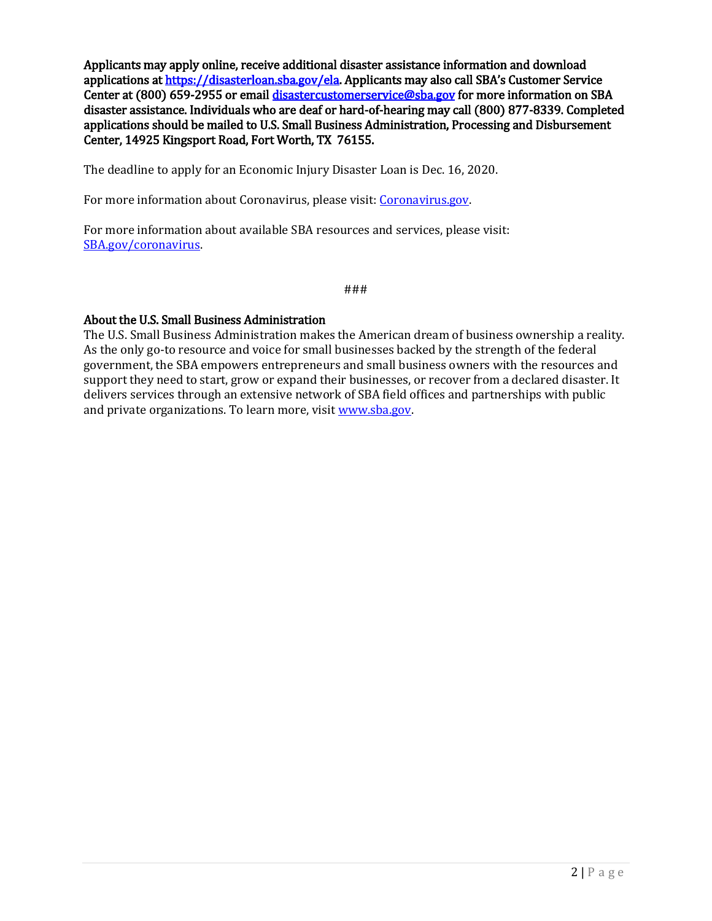**Applicants may apply online, receive additional disaster assistance information and download applications at [https://disasterloan.sba.gov/ela](https://disasterloan.sba.gov/ela). Applicants may also call SBA's Customer Service Center at (800) 659-2955 or email [disastercustomerservice@sba.gov](mailto:disastercustomerservice@sba.gov) for more information on SBA disaster assistance. Individuals who are deaf or hard-of-hearing may call (800) 877-8339. Completed applications should be mailed to U.S. Small Business Administration, Processing and Disbursement Center, 14925 Kingsport Road, Fort Worth, TX 76155.**

The deadline to apply for an Economic Injury Disaster Loan is Dec. 16, 2020.

For more information about Coronavirus, please visit: [Coronavirus.gov](https://Coronavirus.gov).

For more information about available SBA resources and services, please visit: [SBA.gov/coronavirus](https://SBA.gov/coronavirus).

###

**About the U.S. Small Business Administration**

The U.S. Small Business Administration makes the American dream of business ownership a reality. As the only go-to resource and voice for small businesses backed by the strength of the federal government, the SBA empowers entrepreneurs and small business owners with the resources and support they need to start, grow or expand their businesses, or recover from a declared disaster. It delivers services through an extensive network of SBA field offices and partnerships with public and private organizations. To learn more, visit [www.sba.gov](http://www.sba.gov).